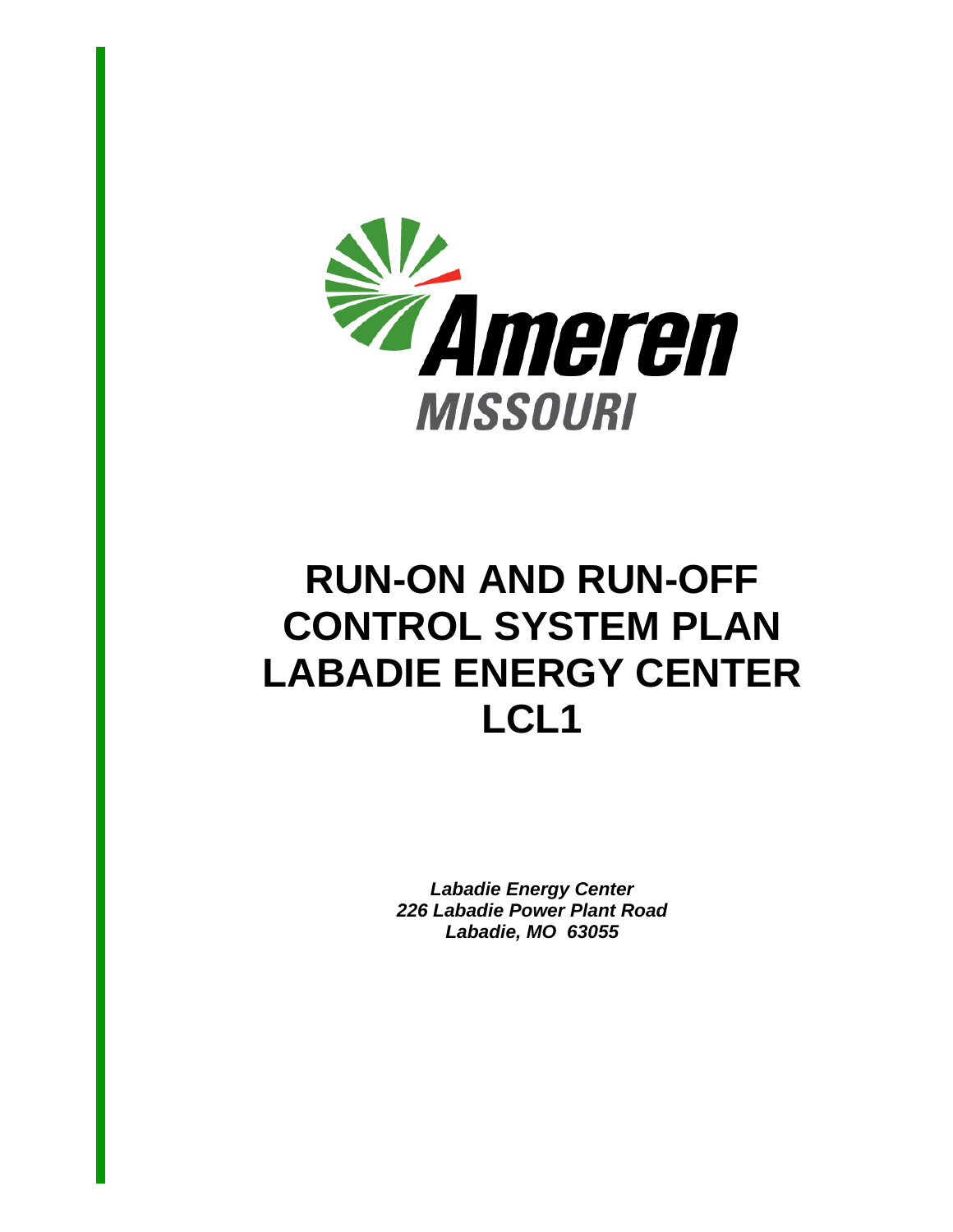Ameren

MISSOURI

# RUN-ON AND RUN-OFF CONTROL SYSTEM PLAN LABADIE ENERGY CENTER LCL1

***Labadie Energy Center***
***226 Labadie Power Plant Road***
***Labadie, MO 63055***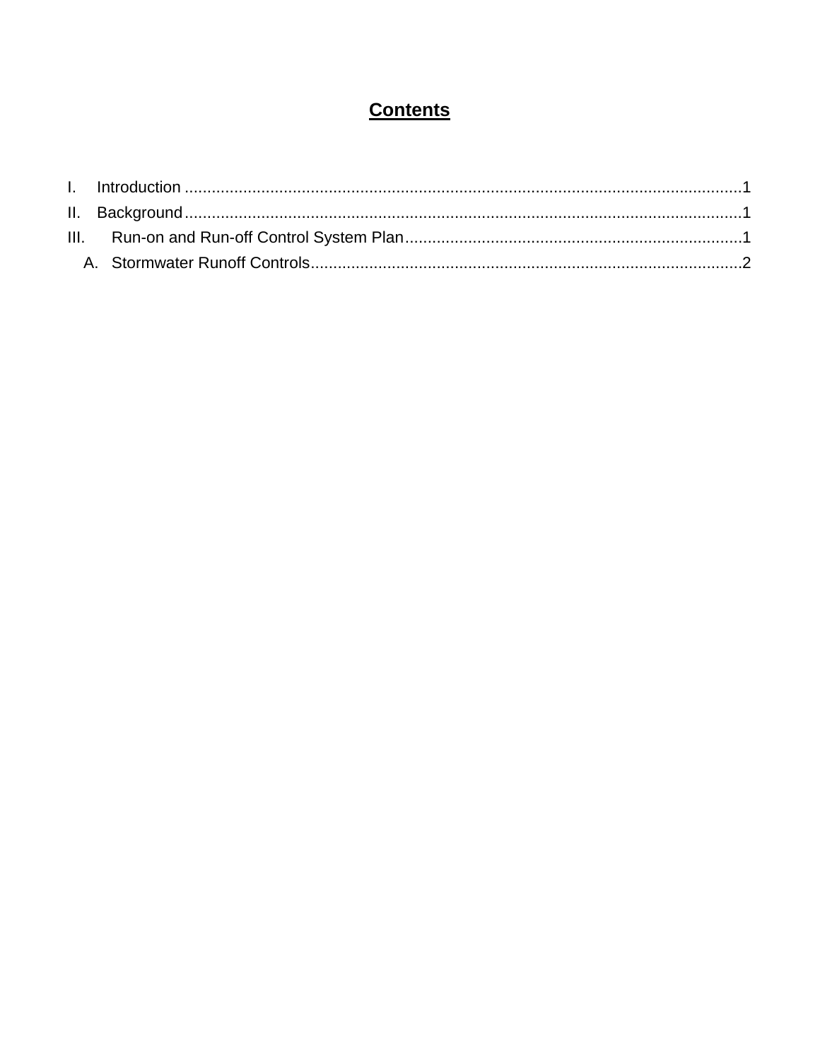# Contents

I. Introduction ........................................................................................................................1

II. Background.........................................................................................................................1

III. Run-on and Run-off Control System Plan...........................................................................1

A. Stormwater Runoff Controls...............................................................................................2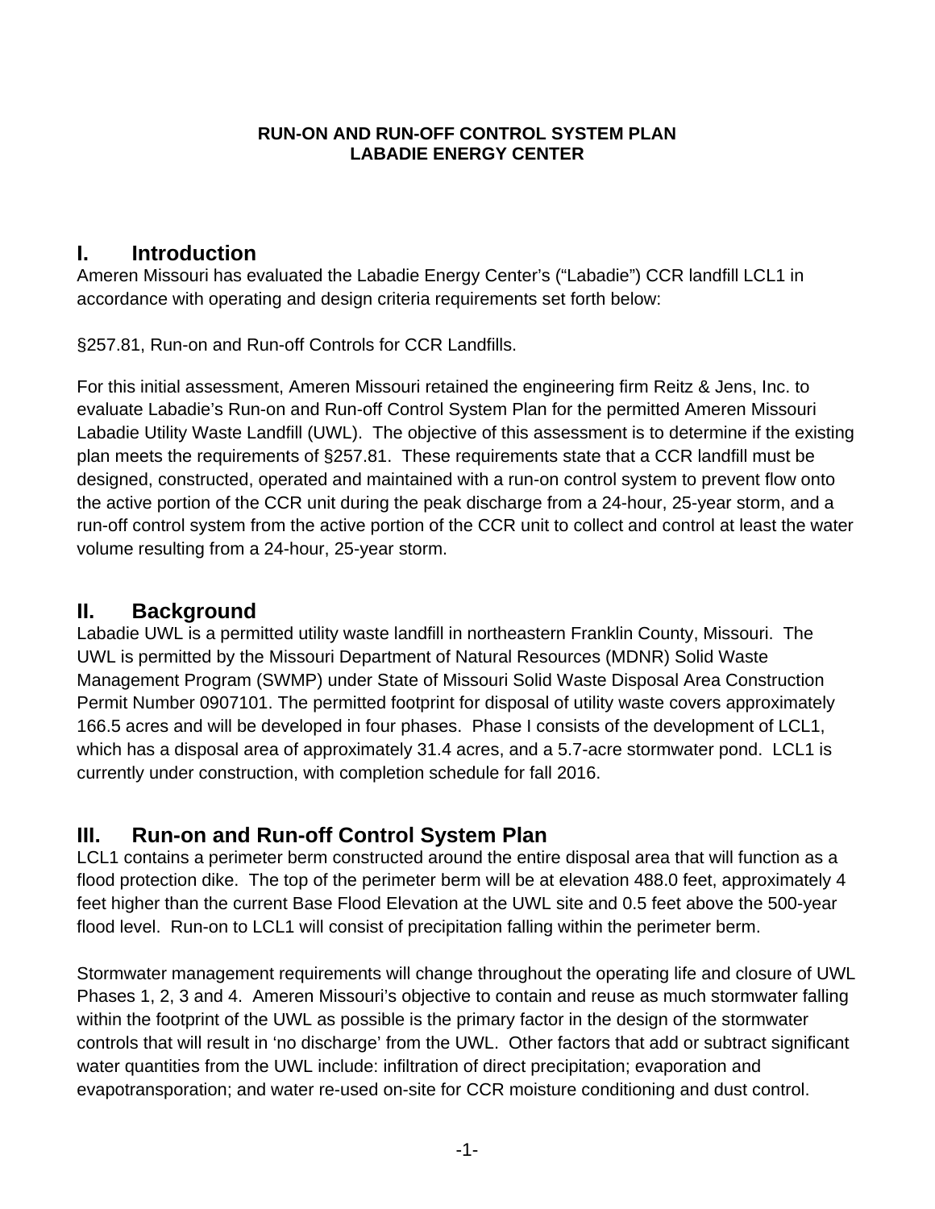**RUN-ON AND RUN-OFF CONTROL SYSTEM PLAN**
**LABADIE ENERGY CENTER**

## I. Introduction

Ameren Missouri has evaluated the Labadie Energy Center's ("Labadie") CCR landfill LCL1 in accordance with operating and design criteria requirements set forth below:

§257.81, Run-on and Run-off Controls for CCR Landfills.

For this initial assessment, Ameren Missouri retained the engineering firm Reitz & Jens, Inc. to evaluate Labadie's Run-on and Run-off Control System Plan for the permitted Ameren Missouri Labadie Utility Waste Landfill (UWL). The objective of this assessment is to determine if the existing plan meets the requirements of §257.81. These requirements state that a CCR landfill must be designed, constructed, operated and maintained with a run-on control system to prevent flow onto the active portion of the CCR unit during the peak discharge from a 24-hour, 25-year storm, and a run-off control system from the active portion of the CCR unit to collect and control at least the water volume resulting from a 24-hour, 25-year storm.

## II. Background

Labadie UWL is a permitted utility waste landfill in northeastern Franklin County, Missouri. The UWL is permitted by the Missouri Department of Natural Resources (MDNR) Solid Waste Management Program (SWMP) under State of Missouri Solid Waste Disposal Area Construction Permit Number 0907101. The permitted footprint for disposal of utility waste covers approximately 166.5 acres and will be developed in four phases. Phase I consists of the development of LCL1, which has a disposal area of approximately 31.4 acres, and a 5.7-acre stormwater pond. LCL1 is currently under construction, with completion schedule for fall 2016.

## III. Run-on and Run-off Control System Plan

LCL1 contains a perimeter berm constructed around the entire disposal area that will function as a flood protection dike. The top of the perimeter berm will be at elevation 488.0 feet, approximately 4 feet higher than the current Base Flood Elevation at the UWL site and 0.5 feet above the 500-year flood level. Run-on to LCL1 will consist of precipitation falling within the perimeter berm.

Stormwater management requirements will change throughout the operating life and closure of UWL Phases 1, 2, 3 and 4. Ameren Missouri's objective to contain and reuse as much stormwater falling within the footprint of the UWL as possible is the primary factor in the design of the stormwater controls that will result in 'no discharge' from the UWL. Other factors that add or subtract significant water quantities from the UWL include: infiltration of direct precipitation; evaporation and evapotransporation; and water re-used on-site for CCR moisture conditioning and dust control.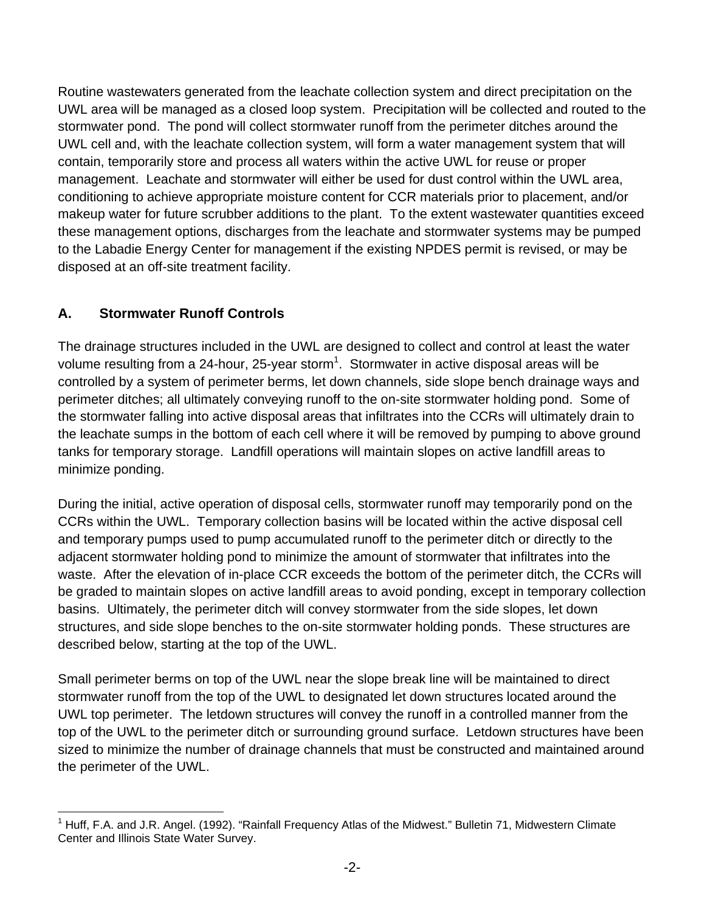Routine wastewaters generated from the leachate collection system and direct precipitation on the UWL area will be managed as a closed loop system. Precipitation will be collected and routed to the stormwater pond. The pond will collect stormwater runoff from the perimeter ditches around the UWL cell and, with the leachate collection system, will form a water management system that will contain, temporarily store and process all waters within the active UWL for reuse or proper management. Leachate and stormwater will either be used for dust control within the UWL area, conditioning to achieve appropriate moisture content for CCR materials prior to placement, and/or makeup water for future scrubber additions to the plant. To the extent wastewater quantities exceed these management options, discharges from the leachate and stormwater systems may be pumped to the Labadie Energy Center for management if the existing NPDES permit is revised, or may be disposed at an off-site treatment facility.

## A. Stormwater Runoff Controls

The drainage structures included in the UWL are designed to collect and control at least the water volume resulting from a 24-hour, 25-year storm[1]. Stormwater in active disposal areas will be controlled by a system of perimeter berms, let down channels, side slope bench drainage ways and perimeter ditches; all ultimately conveying runoff to the on-site stormwater holding pond. Some of the stormwater falling into active disposal areas that infiltrates into the CCRs will ultimately drain to the leachate sumps in the bottom of each cell where it will be removed by pumping to above ground tanks for temporary storage. Landfill operations will maintain slopes on active landfill areas to minimize ponding.

During the initial, active operation of disposal cells, stormwater runoff may temporarily pond on the CCRs within the UWL. Temporary collection basins will be located within the active disposal cell and temporary pumps used to pump accumulated runoff to the perimeter ditch or directly to the adjacent stormwater holding pond to minimize the amount of stormwater that infiltrates into the waste. After the elevation of in-place CCR exceeds the bottom of the perimeter ditch, the CCRs will be graded to maintain slopes on active landfill areas to avoid ponding, except in temporary collection basins. Ultimately, the perimeter ditch will convey stormwater from the side slopes, let down structures, and side slope benches to the on-site stormwater holding ponds. These structures are described below, starting at the top of the UWL.

Small perimeter berms on top of the UWL near the slope break line will be maintained to direct stormwater runoff from the top of the UWL to designated let down structures located around the UWL top perimeter. The letdown structures will convey the runoff in a controlled manner from the top of the UWL to the perimeter ditch or surrounding ground surface. Letdown structures have been sized to minimize the number of drainage channels that must be constructed and maintained around the perimeter of the UWL.

[1] Huff, F.A. and J.R. Angel. (1992). "Rainfall Frequency Atlas of the Midwest." Bulletin 71, Midwestern Climate Center and Illinois State Water Survey.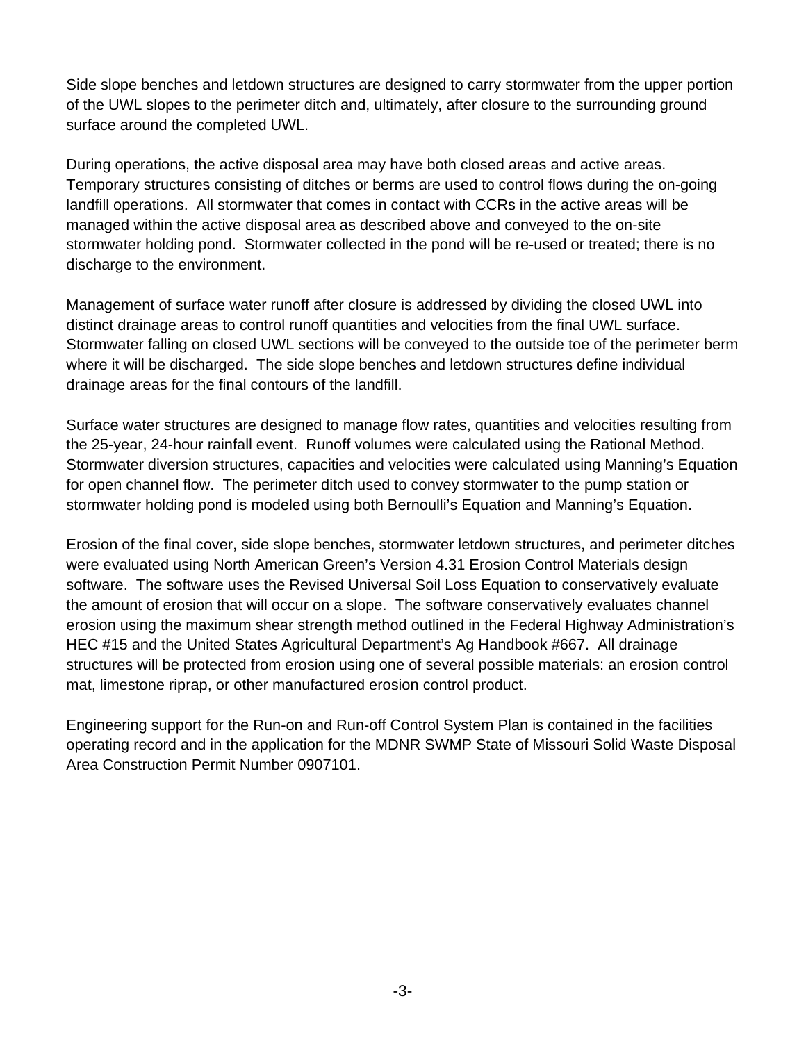Side slope benches and letdown structures are designed to carry stormwater from the upper portion of the UWL slopes to the perimeter ditch and, ultimately, after closure to the surrounding ground surface around the completed UWL.

During operations, the active disposal area may have both closed areas and active areas. Temporary structures consisting of ditches or berms are used to control flows during the on-going landfill operations. All stormwater that comes in contact with CCRs in the active areas will be managed within the active disposal area as described above and conveyed to the on-site stormwater holding pond. Stormwater collected in the pond will be re-used or treated; there is no discharge to the environment.

Management of surface water runoff after closure is addressed by dividing the closed UWL into distinct drainage areas to control runoff quantities and velocities from the final UWL surface. Stormwater falling on closed UWL sections will be conveyed to the outside toe of the perimeter berm where it will be discharged. The side slope benches and letdown structures define individual drainage areas for the final contours of the landfill.

Surface water structures are designed to manage flow rates, quantities and velocities resulting from the 25-year, 24-hour rainfall event. Runoff volumes were calculated using the Rational Method. Stormwater diversion structures, capacities and velocities were calculated using Manning's Equation for open channel flow. The perimeter ditch used to convey stormwater to the pump station or stormwater holding pond is modeled using both Bernoulli's Equation and Manning's Equation.

Erosion of the final cover, side slope benches, stormwater letdown structures, and perimeter ditches were evaluated using North American Green's Version 4.31 Erosion Control Materials design software. The software uses the Revised Universal Soil Loss Equation to conservatively evaluate the amount of erosion that will occur on a slope. The software conservatively evaluates channel erosion using the maximum shear strength method outlined in the Federal Highway Administration's HEC #15 and the United States Agricultural Department's Ag Handbook #667. All drainage structures will be protected from erosion using one of several possible materials: an erosion control mat, limestone riprap, or other manufactured erosion control product.

Engineering support for the Run-on and Run-off Control System Plan is contained in the facilities operating record and in the application for the MDNR SWMP State of Missouri Solid Waste Disposal Area Construction Permit Number 0907101.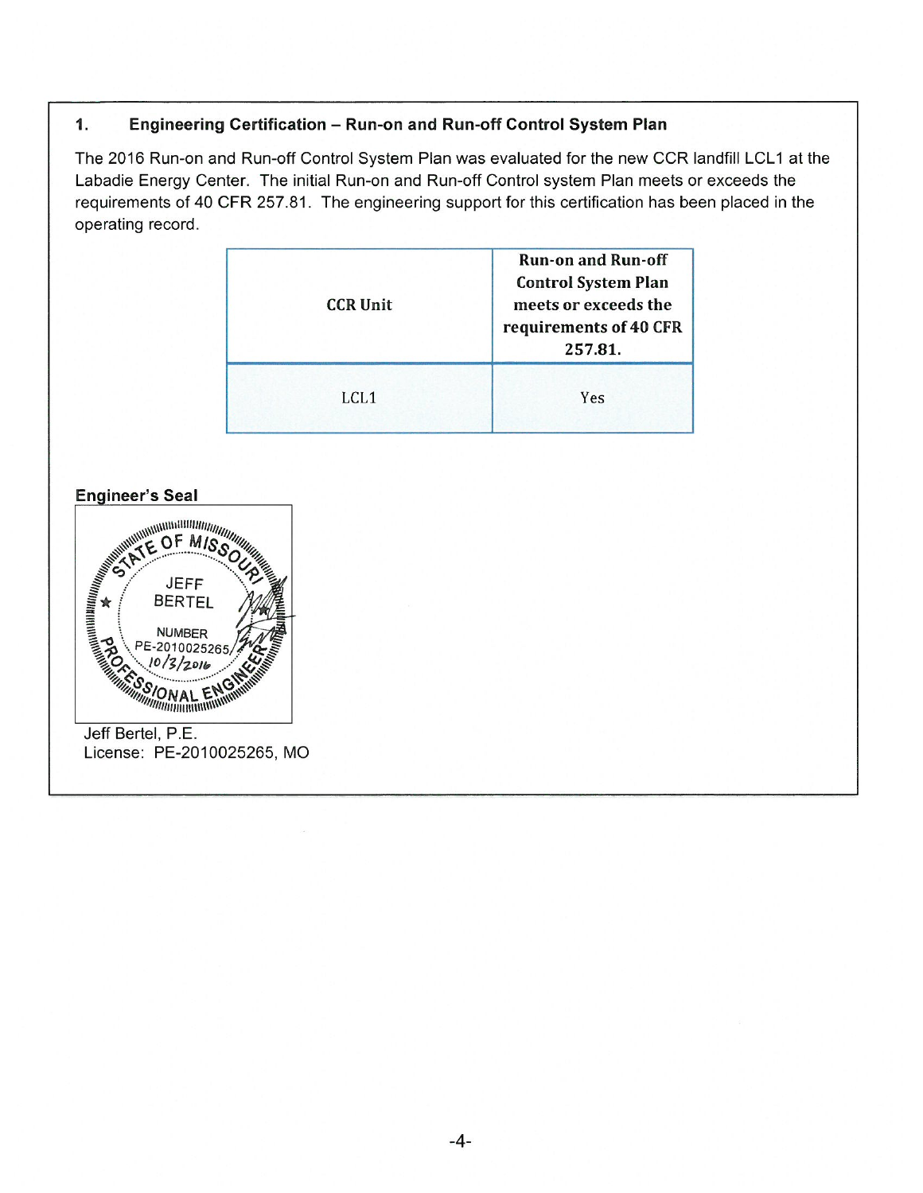## 1. Engineering Certification – Run-on and Run-off Control System Plan

The 2016 Run-on and Run-off Control System Plan was evaluated for the new CCR landfill LCL1 at the Labadie Energy Center. The initial Run-on and Run-off Control system Plan meets or exceeds the requirements of 40 CFR 257.81. The engineering support for this certification has been placed in the operating record.

| CCR Unit | Run-on and Run-off Control System Plan meets or exceeds the requirements of 40 CFR 257.81. |
|---|---|
| LCL1 | Yes |

**Engineer's Seal**

STATE OF MISSOURI
JEFF BERTEL
NUMBER PE-2010025265
10/3/2016
PROFESSIONAL ENGINEER

Jeff Bertel, P.E.
License: PE-2010025265, MO